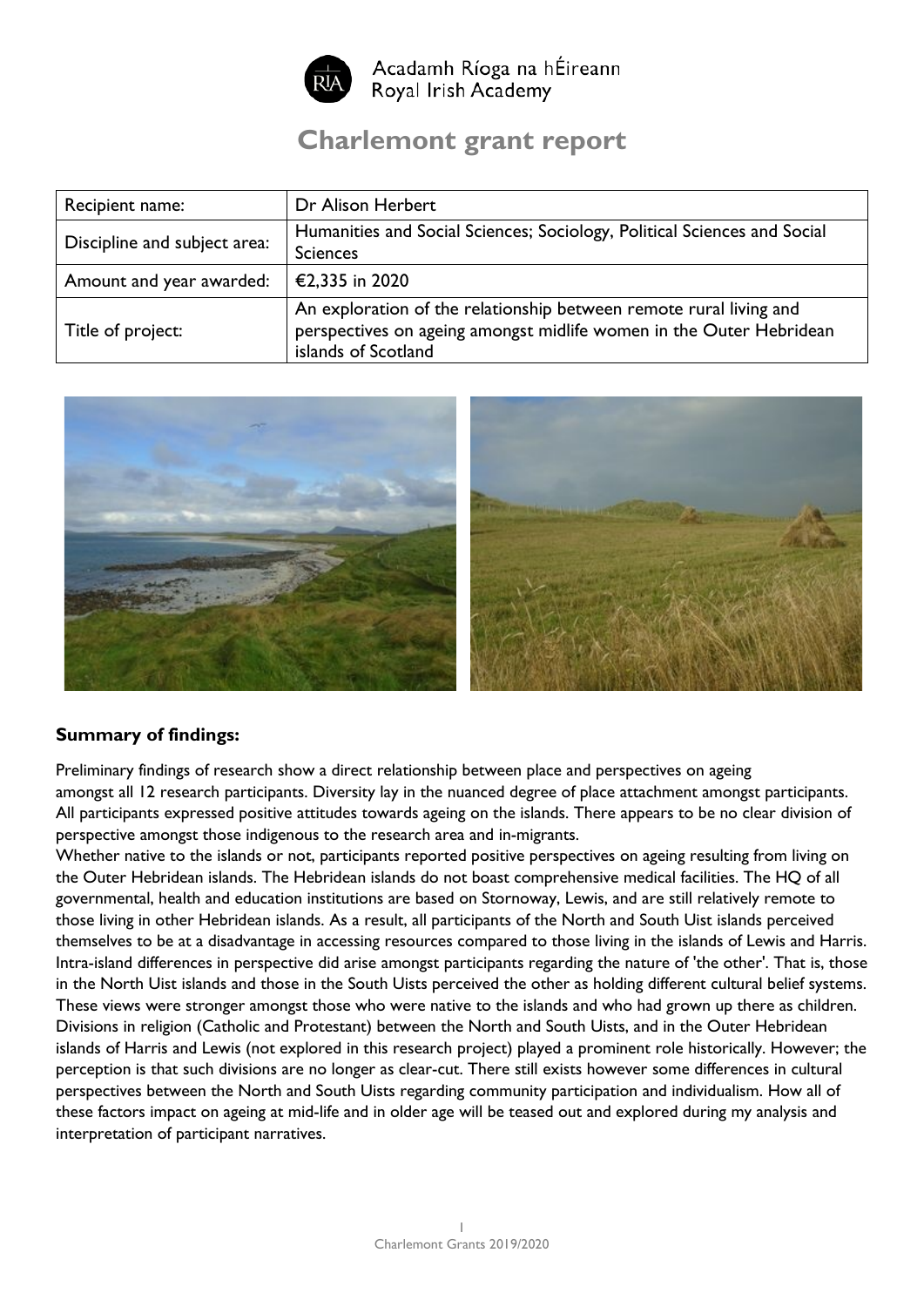Acadamh Ríoga na hÉireann
Royal Irish Academy

# Charlemont grant report

| Recipient name: | Dr Alison Herbert |
|---|---|
| Discipline and subject area: | Humanities and Social Sciences; Sociology, Political Sciences and Social Sciences |
| Amount and year awarded: | €2,335 in 2020 |
| Title of project: | An exploration of the relationship between remote rural living and perspectives on ageing amongst midlife women in the Outer Hebridean islands of Scotland |

## Summary of findings:

Preliminary findings of research show a direct relationship between place and perspectives on ageing amongst all 12 research participants. Diversity lay in the nuanced degree of place attachment amongst participants. All participants expressed positive attitudes towards ageing on the islands. There appears to be no clear division of perspective amongst those indigenous to the research area and in-migrants.

Whether native to the islands or not, participants reported positive perspectives on ageing resulting from living on the Outer Hebridean islands. The Hebridean islands do not boast comprehensive medical facilities. The HQ of all governmental, health and education institutions are based on Stornoway, Lewis, and are still relatively remote to those living in other Hebridean islands. As a result, all participants of the North and South Uist islands perceived themselves to be at a disadvantage in accessing resources compared to those living in the islands of Lewis and Harris. Intra-island differences in perspective did arise amongst participants regarding the nature of 'the other'. That is, those in the North Uist islands and those in the South Uists perceived the other as holding different cultural belief systems. These views were stronger amongst those who were native to the islands and who had grown up there as children. Divisions in religion (Catholic and Protestant) between the North and South Uists, and in the Outer Hebridean islands of Harris and Lewis (not explored in this research project) played a prominent role historically. However; the perception is that such divisions are no longer as clear-cut. There still exists however some differences in cultural perspectives between the North and South Uists regarding community participation and individualism. How all of these factors impact on ageing at mid-life and in older age will be teased out and explored during my analysis and interpretation of participant narratives.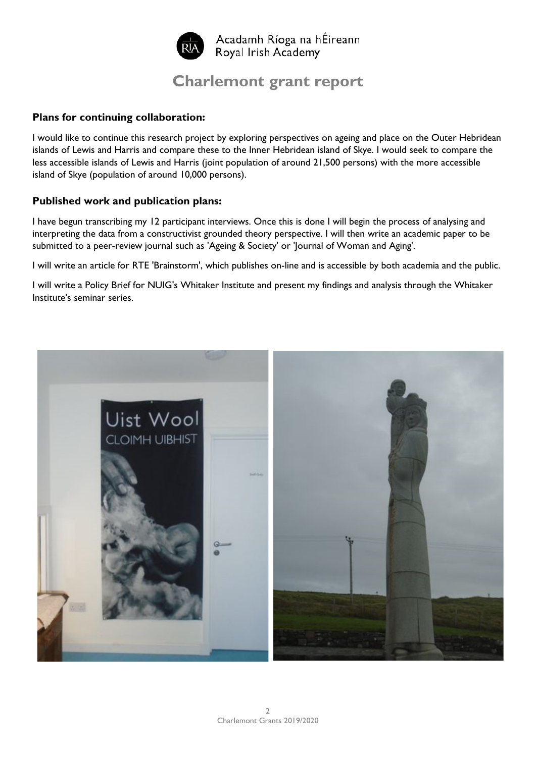## Plans for continuing collaboration:

I would like to continue this research project by exploring perspectives on ageing and place on the Outer Hebridean islands of Lewis and Harris and compare these to the Inner Hebridean island of Skye. I would seek to compare the less accessible islands of Lewis and Harris (joint population of around 21,500 persons) with the more accessible island of Skye (population of around 10,000 persons).

## Published work and publication plans:

I have begun transcribing my 12 participant interviews. Once this is done I will begin the process of analysing and interpreting the data from a constructivist grounded theory perspective. I will then write an academic paper to be submitted to a peer-review journal such as 'Ageing & Society' or 'Journal of Woman and Aging'.

I will write an article for RTE 'Brainstorm', which publishes on-line and is accessible by both academia and the public.

I will write a Policy Brief for NUIG's Whitaker Institute and present my findings and analysis through the Whitaker Institute's seminar series.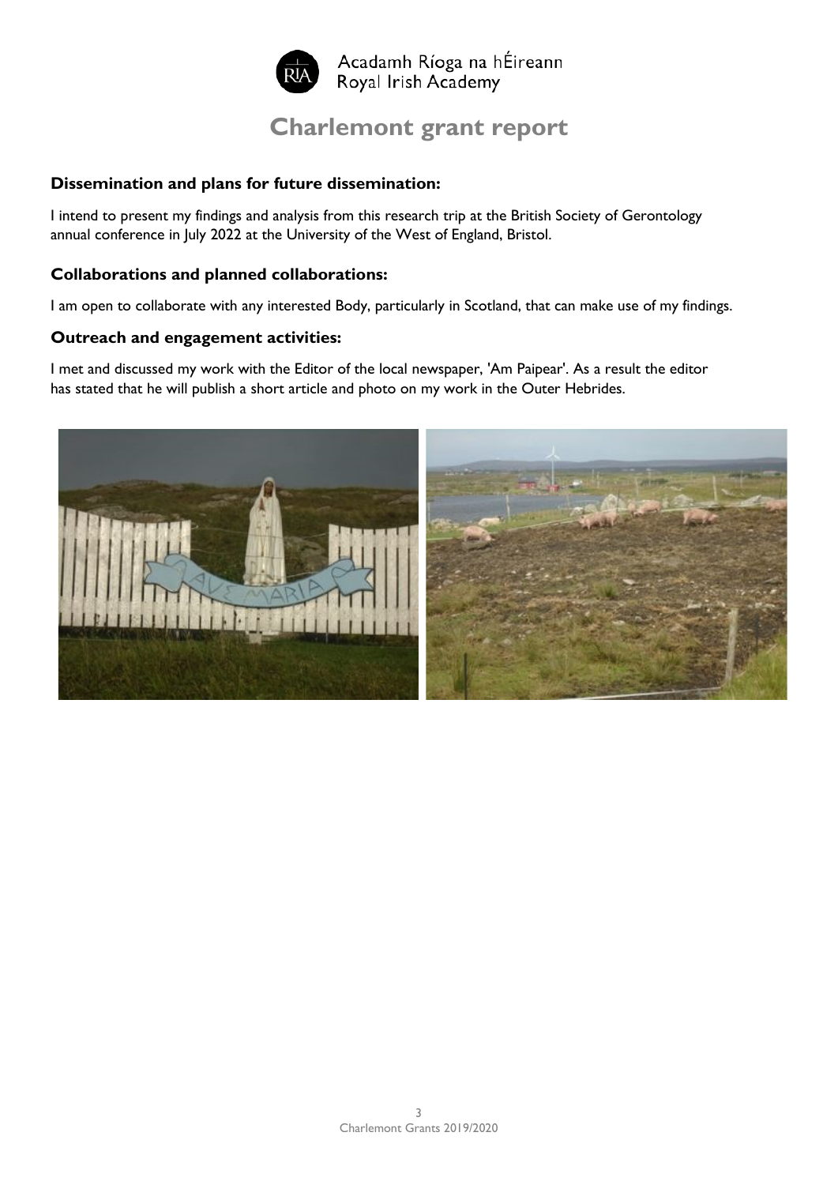# Charlemont grant report

### Dissemination and plans for future dissemination:

I intend to present my findings and analysis from this research trip at the British Society of Gerontology annual conference in July 2022 at the University of the West of England, Bristol.

### Collaborations and planned collaborations:

I am open to collaborate with any interested Body, particularly in Scotland, that can make use of my findings.

### Outreach and engagement activities:

I met and discussed my work with the Editor of the local newspaper, 'Am Paipear'. As a result the editor has stated that he will publish a short article and photo on my work in the Outer Hebrides.